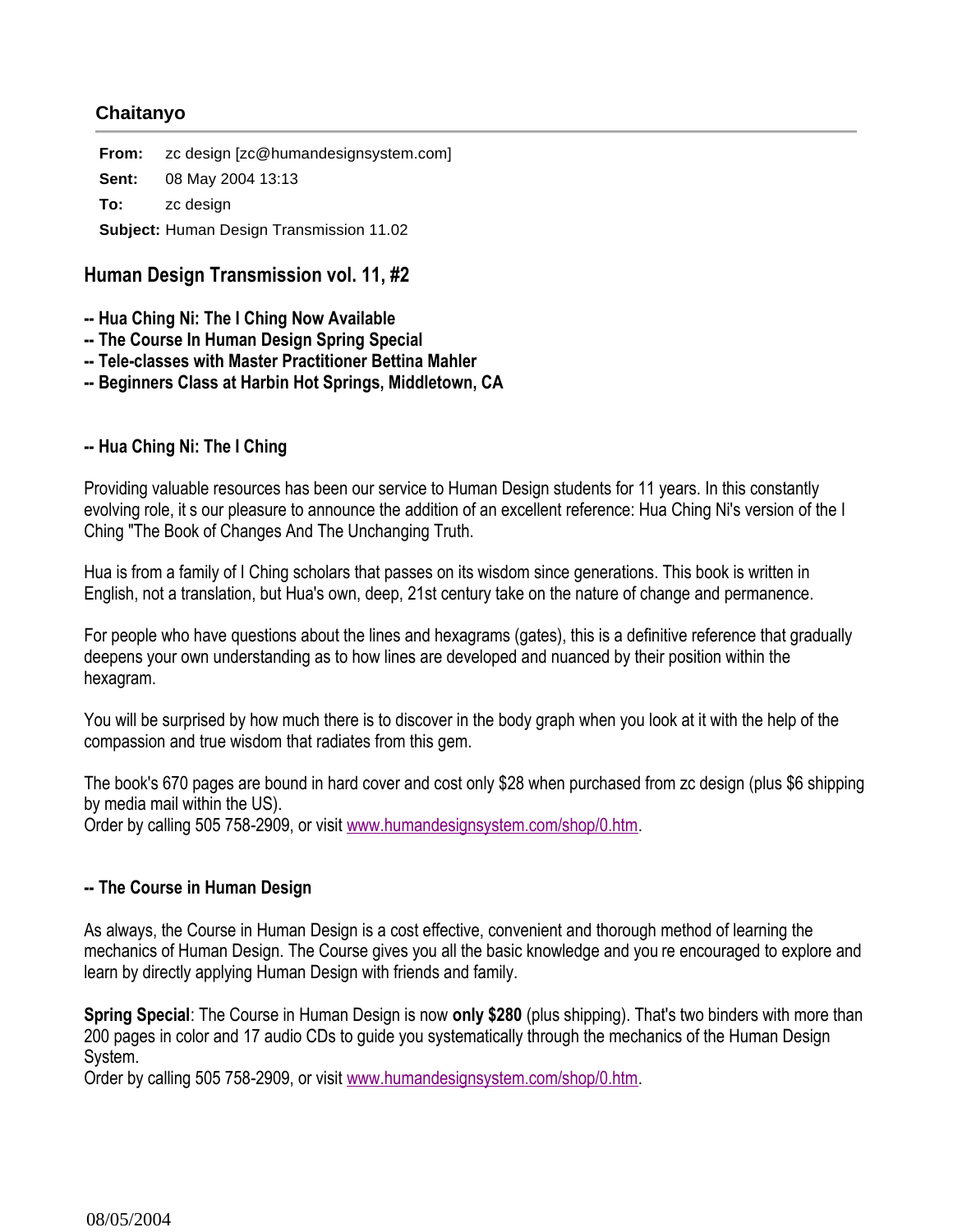## Chaitanyo

**From:** zc design [zc@humandesignsystem.com]

**Sent:** 08 May 2004 13:13

**To:** zc design

**Subject:** Human Design Transmission 11.02

# Human Design Transmission vol. 11, #2

**-- Hua Ching Ni: The I Ching Now Available**
**-- The Course In Human Design Spring Special**
**-- Tele-classes with Master Practitioner Bettina Mahler**
**-- Beginners Class at Harbin Hot Springs, Middletown, CA**

### -- Hua Ching Ni: The I Ching

Providing valuable resources has been our service to Human Design students for 11 years. In this constantly evolving role, it s our pleasure to announce the addition of an excellent reference: Hua Ching Ni's version of the I Ching "The Book of Changes And The Unchanging Truth.

Hua is from a family of I Ching scholars that passes on its wisdom since generations. This book is written in English, not a translation, but Hua's own, deep, 21st century take on the nature of change and permanence.

For people who have questions about the lines and hexagrams (gates), this is a definitive reference that gradually deepens your own understanding as to how lines are developed and nuanced by their position within the hexagram.

You will be surprised by how much there is to discover in the body graph when you look at it with the help of the compassion and true wisdom that radiates from this gem.

The book's 670 pages are bound in hard cover and cost only $28 when purchased from zc design (plus $6 shipping by media mail within the US).
Order by calling 505 758-2909, or visit www.humandesignsystem.com/shop/0.htm.

### -- The Course in Human Design

As always, the Course in Human Design is a cost effective, convenient and thorough method of learning the mechanics of Human Design. The Course gives you all the basic knowledge and you re encouraged to explore and learn by directly applying Human Design with friends and family.

**Spring Special**: The Course in Human Design is now **only $280** (plus shipping). That's two binders with more than 200 pages in color and 17 audio CDs to guide you systematically through the mechanics of the Human Design System.
Order by calling 505 758-2909, or visit www.humandesignsystem.com/shop/0.htm.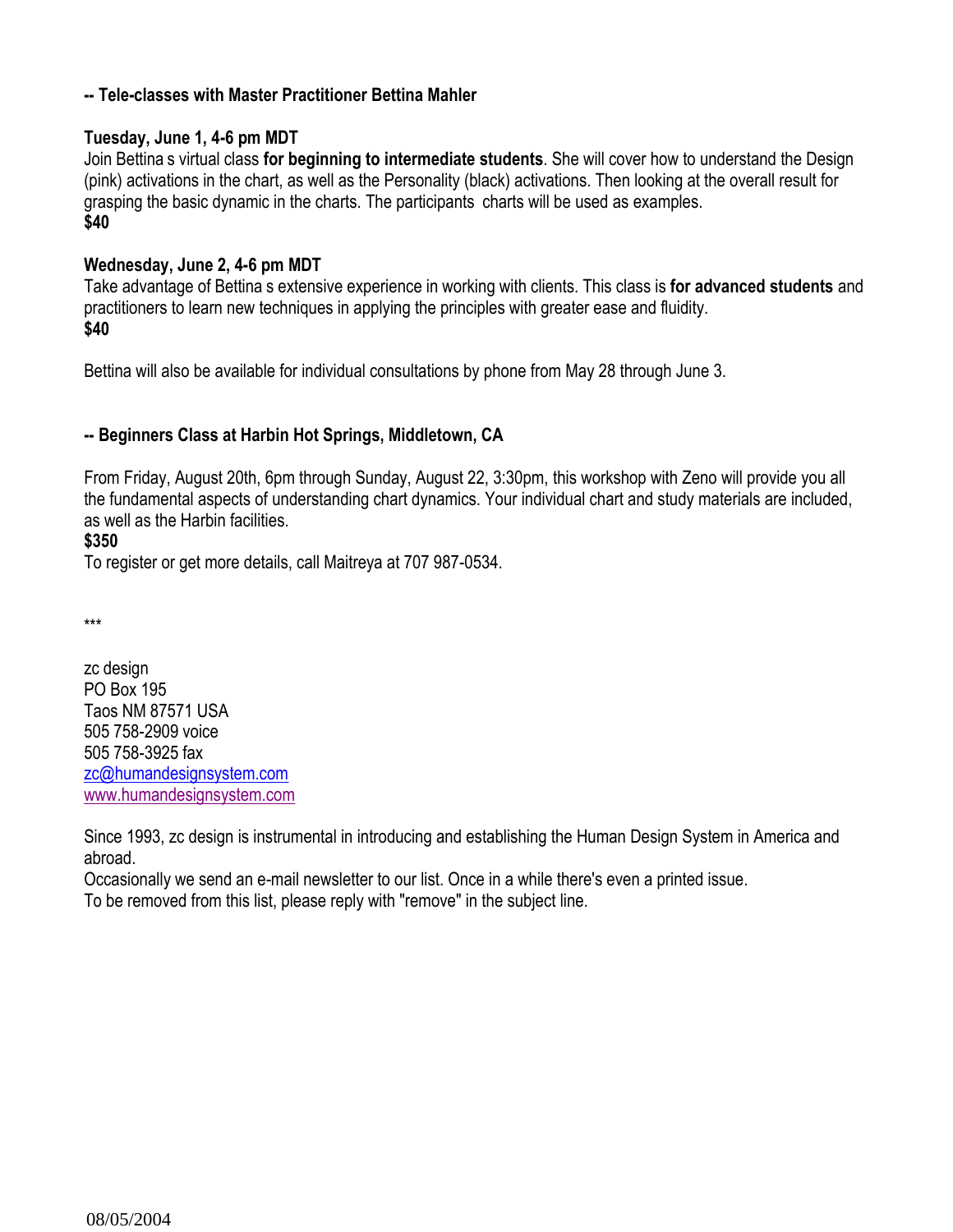**-- Tele-classes with Master Practitioner Bettina Mahler**

**Tuesday, June 1, 4-6 pm MDT**
Join Bettina s virtual class **for beginning to intermediate students**. She will cover how to understand the Design (pink) activations in the chart, as well as the Personality (black) activations. Then looking at the overall result for grasping the basic dynamic in the charts. The participants  charts will be used as examples.
**$40**

**Wednesday, June 2, 4-6 pm MDT**
Take advantage of Bettina s extensive experience in working with clients. This class is **for advanced students** and practitioners to learn new techniques in applying the principles with greater ease and fluidity.
**$40**

Bettina will also be available for individual consultations by phone from May 28 through June 3.

**-- Beginners Class at Harbin Hot Springs, Middletown, CA**

From Friday, August 20th, 6pm through Sunday, August 22, 3:30pm, this workshop with Zeno will provide you all the fundamental aspects of understanding chart dynamics. Your individual chart and study materials are included, as well as the Harbin facilities.
**$350**
To register or get more details, call Maitreya at 707 987-0534.

***

zc design
PO Box 195
Taos NM 87571 USA
505 758-2909 voice
505 758-3925 fax
zc@humandesignsystem.com
www.humandesignsystem.com

Since 1993, zc design is instrumental in introducing and establishing the Human Design System in America and abroad.
Occasionally we send an e-mail newsletter to our list. Once in a while there's even a printed issue.
To be removed from this list, please reply with "remove" in the subject line.